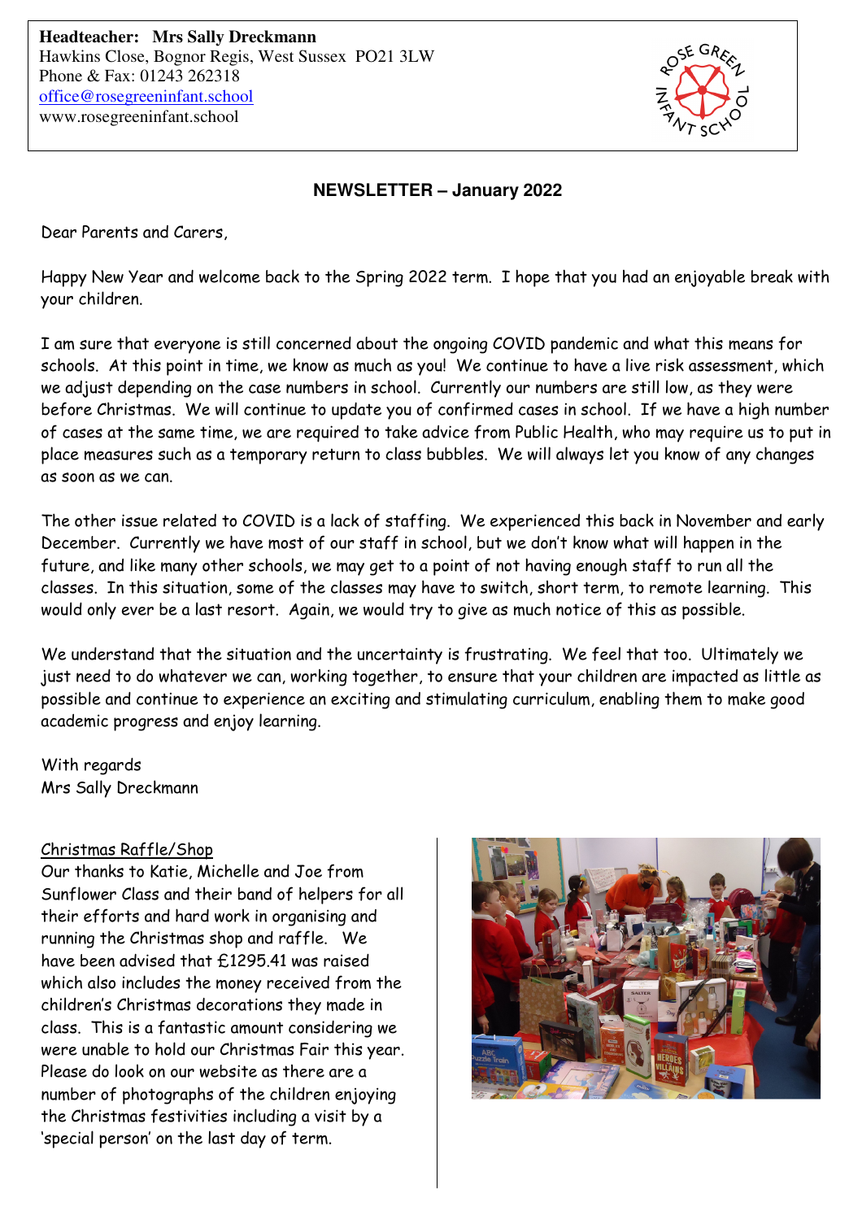**Headteacher: Mrs Sally Dreckmann**
Hawkins Close, Bognor Regis, West Sussex PO21 3LW
Phone & Fax: 01243 262318
office@rosegreeninfant.school
www.rosegreeninfant.school

## NEWSLETTER – January 2022

Dear Parents and Carers,

Happy New Year and welcome back to the Spring 2022 term. I hope that you had an enjoyable break with your children.

I am sure that everyone is still concerned about the ongoing COVID pandemic and what this means for schools. At this point in time, we know as much as you! We continue to have a live risk assessment, which we adjust depending on the case numbers in school. Currently our numbers are still low, as they were before Christmas. We will continue to update you of confirmed cases in school. If we have a high number of cases at the same time, we are required to take advice from Public Health, who may require us to put in place measures such as a temporary return to class bubbles. We will always let you know of any changes as soon as we can.

The other issue related to COVID is a lack of staffing. We experienced this back in November and early December. Currently we have most of our staff in school, but we don't know what will happen in the future, and like many other schools, we may get to a point of not having enough staff to run all the classes. In this situation, some of the classes may have to switch, short term, to remote learning. This would only ever be a last resort. Again, we would try to give as much notice of this as possible.

We understand that the situation and the uncertainty is frustrating. We feel that too. Ultimately we just need to do whatever we can, working together, to ensure that your children are impacted as little as possible and continue to experience an exciting and stimulating curriculum, enabling them to make good academic progress and enjoy learning.

With regards
Mrs Sally Dreckmann

Christmas Raffle/Shop

Our thanks to Katie, Michelle and Joe from Sunflower Class and their band of helpers for all their efforts and hard work in organising and running the Christmas shop and raffle. We have been advised that £1295.41 was raised which also includes the money received from the children's Christmas decorations they made in class. This is a fantastic amount considering we were unable to hold our Christmas Fair this year. Please do look on our website as there are a number of photographs of the children enjoying the Christmas festivities including a visit by a 'special person' on the last day of term.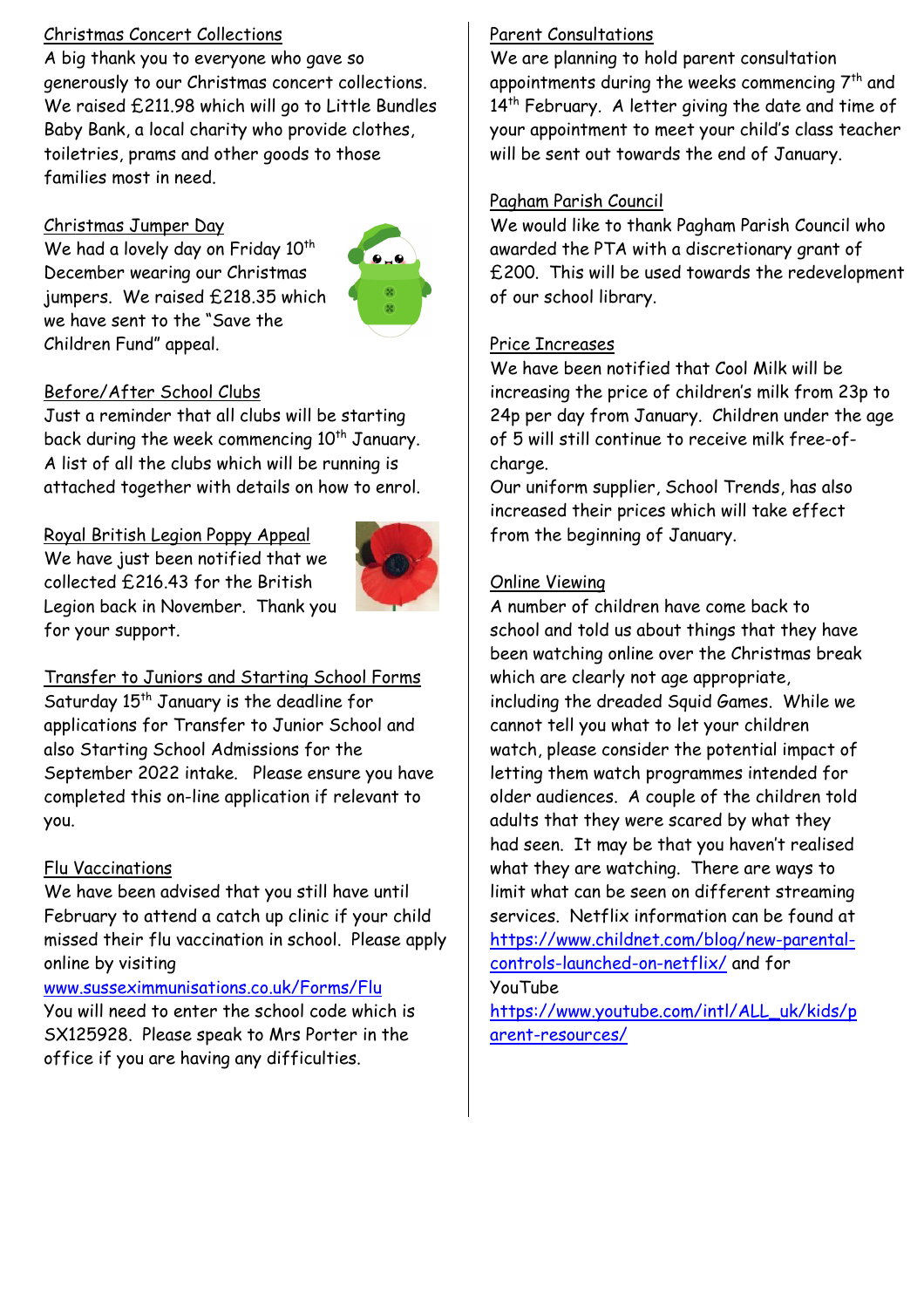## Christmas Concert Collections

A big thank you to everyone who gave so generously to our Christmas concert collections. We raised £211.98 which will go to Little Bundles Baby Bank, a local charity who provide clothes, toiletries, prams and other goods to those families most in need.

## Christmas Jumper Day

We had a lovely day on Friday 10th December wearing our Christmas jumpers. We raised £218.35 which we have sent to the "Save the Children Fund" appeal.

## Before/After School Clubs

Just a reminder that all clubs will be starting back during the week commencing 10th January. A list of all the clubs which will be running is attached together with details on how to enrol.

## Royal British Legion Poppy Appeal

We have just been notified that we collected £216.43 for the British Legion back in November. Thank you for your support.

## Transfer to Juniors and Starting School Forms

Saturday 15th January is the deadline for applications for Transfer to Junior School and also Starting School Admissions for the September 2022 intake. Please ensure you have completed this on-line application if relevant to you.

## Flu Vaccinations

We have been advised that you still have until February to attend a catch up clinic if your child missed their flu vaccination in school. Please apply online by visiting www.susseximmunisations.co.uk/Forms/Flu

You will need to enter the school code which is SX125928. Please speak to Mrs Porter in the office if you are having any difficulties.

## Parent Consultations

We are planning to hold parent consultation appointments during the weeks commencing 7th and 14th February. A letter giving the date and time of your appointment to meet your child's class teacher will be sent out towards the end of January.

## Pagham Parish Council

We would like to thank Pagham Parish Council who awarded the PTA with a discretionary grant of £200. This will be used towards the redevelopment of our school library.

## Price Increases

We have been notified that Cool Milk will be increasing the price of children's milk from 23p to 24p per day from January. Children under the age of 5 will still continue to receive milk free-of-charge.

Our uniform supplier, School Trends, has also increased their prices which will take effect from the beginning of January.

## Online Viewing

A number of children have come back to school and told us about things that they have been watching online over the Christmas break which are clearly not age appropriate, including the dreaded Squid Games. While we cannot tell you what to let your children watch, please consider the potential impact of letting them watch programmes intended for older audiences. A couple of the children told adults that they were scared by what they had seen. It may be that you haven't realised what they are watching. There are ways to limit what can be seen on different streaming services. Netflix information can be found at https://www.childnet.com/blog/new-parental-controls-launched-on-netflix/ and for YouTube https://www.youtube.com/intl/ALL_uk/kids/parent-resources/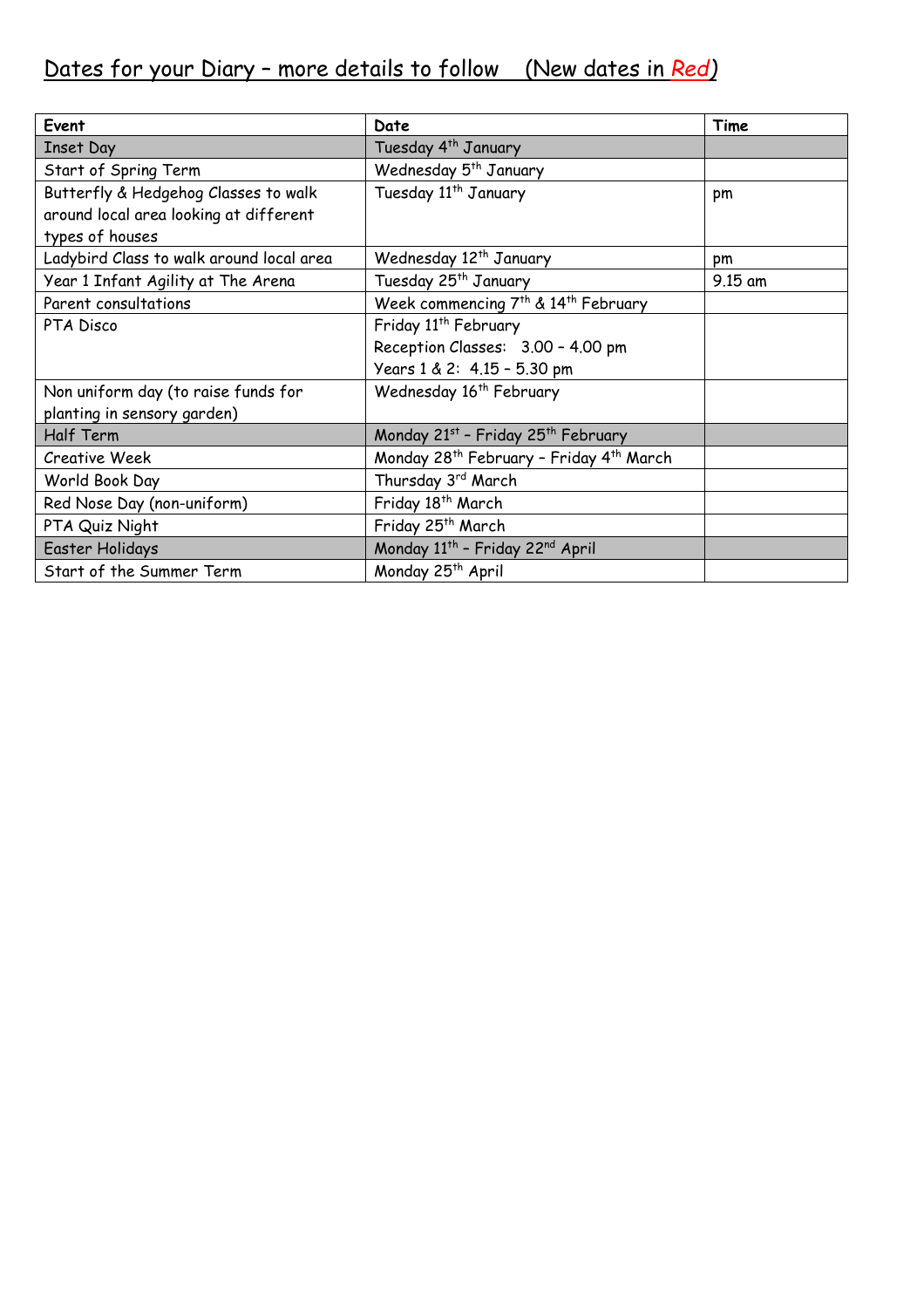## Dates for your Diary – more details to follow (New dates in *Red*)

| Event | Date | Time |
|---|---|---|
| Inset Day | Tuesday 4th January | |
| Start of Spring Term | Wednesday 5th January | |
| Butterfly & Hedgehog Classes to walk around local area looking at different types of houses | Tuesday 11th January | pm |
| Ladybird Class to walk around local area | Wednesday 12th January | pm |
| Year 1 Infant Agility at The Arena | Tuesday 25th January | 9.15 am |
| Parent consultations | Week commencing 7th & 14th February | |
| PTA Disco | Friday 11th February<br>Reception Classes: 3.00 – 4.00 pm<br>Years 1 & 2: 4.15 – 5.30 pm | |
| Non uniform day (to raise funds for planting in sensory garden) | Wednesday 16th February | |
| Half Term | Monday 21st – Friday 25th February | |
| Creative Week | Monday 28th February – Friday 4th March | |
| World Book Day | Thursday 3rd March | |
| Red Nose Day (non-uniform) | Friday 18th March | |
| PTA Quiz Night | Friday 25th March | |
| Easter Holidays | Monday 11th – Friday 22nd April | |
| Start of the Summer Term | Monday 25th April | |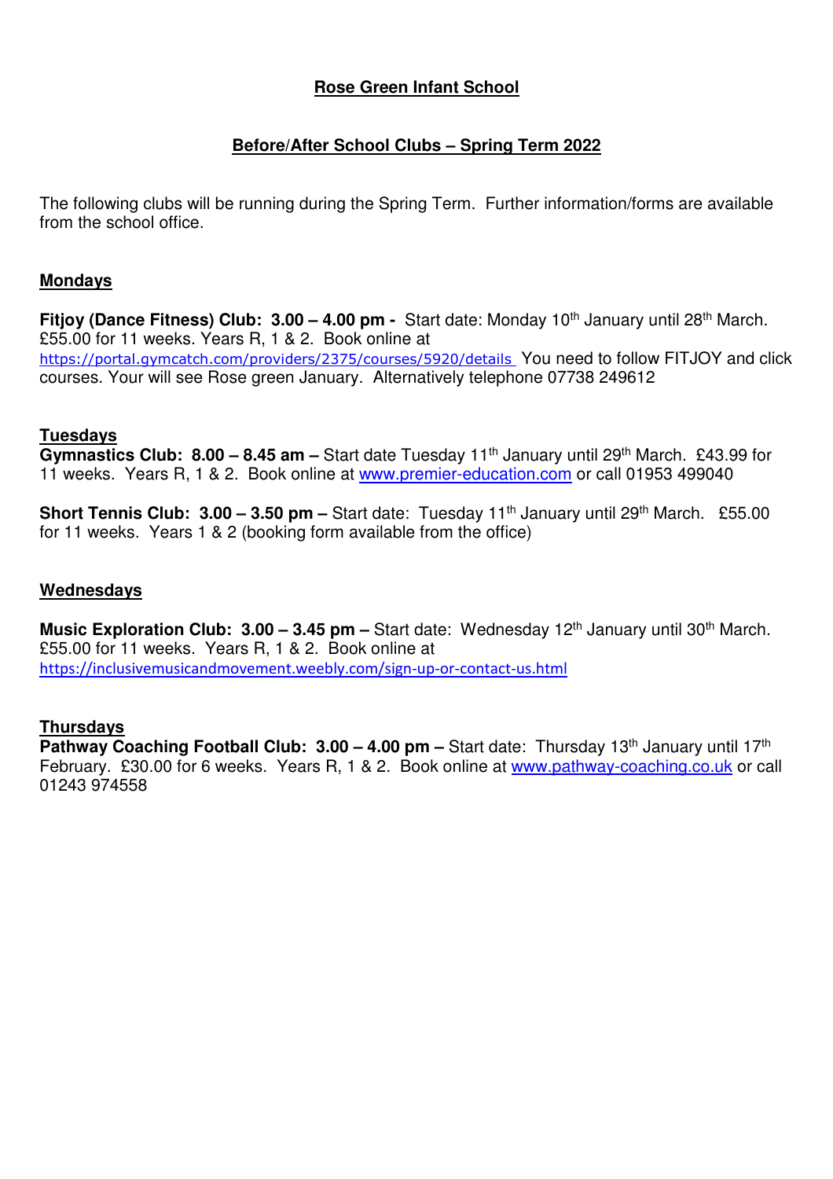# Rose Green Infant School

## Before/After School Clubs – Spring Term 2022

The following clubs will be running during the Spring Term. Further information/forms are available from the school office.

### Mondays

**Fitjoy (Dance Fitness) Club: 3.00 – 4.00 pm -** Start date: Monday 10th January until 28th March. £55.00 for 11 weeks. Years R, 1 & 2. Book online at https://portal.gymcatch.com/providers/2375/courses/5920/details You need to follow FITJOY and click courses. Your will see Rose green January. Alternatively telephone 07738 249612

### Tuesdays

**Gymnastics Club: 8.00 – 8.45 am –** Start date Tuesday 11th January until 29th March. £43.99 for 11 weeks. Years R, 1 & 2. Book online at www.premier-education.com or call 01953 499040

**Short Tennis Club: 3.00 – 3.50 pm –** Start date: Tuesday 11th January until 29th March. £55.00 for 11 weeks. Years 1 & 2 (booking form available from the office)

### Wednesdays

**Music Exploration Club: 3.00 – 3.45 pm –** Start date: Wednesday 12th January until 30th March. £55.00 for 11 weeks. Years R, 1 & 2. Book online at https://inclusivemusicandmovement.weebly.com/sign-up-or-contact-us.html

### Thursdays

**Pathway Coaching Football Club: 3.00 – 4.00 pm –** Start date: Thursday 13th January until 17th February. £30.00 for 6 weeks. Years R, 1 & 2. Book online at www.pathway-coaching.co.uk or call 01243 974558